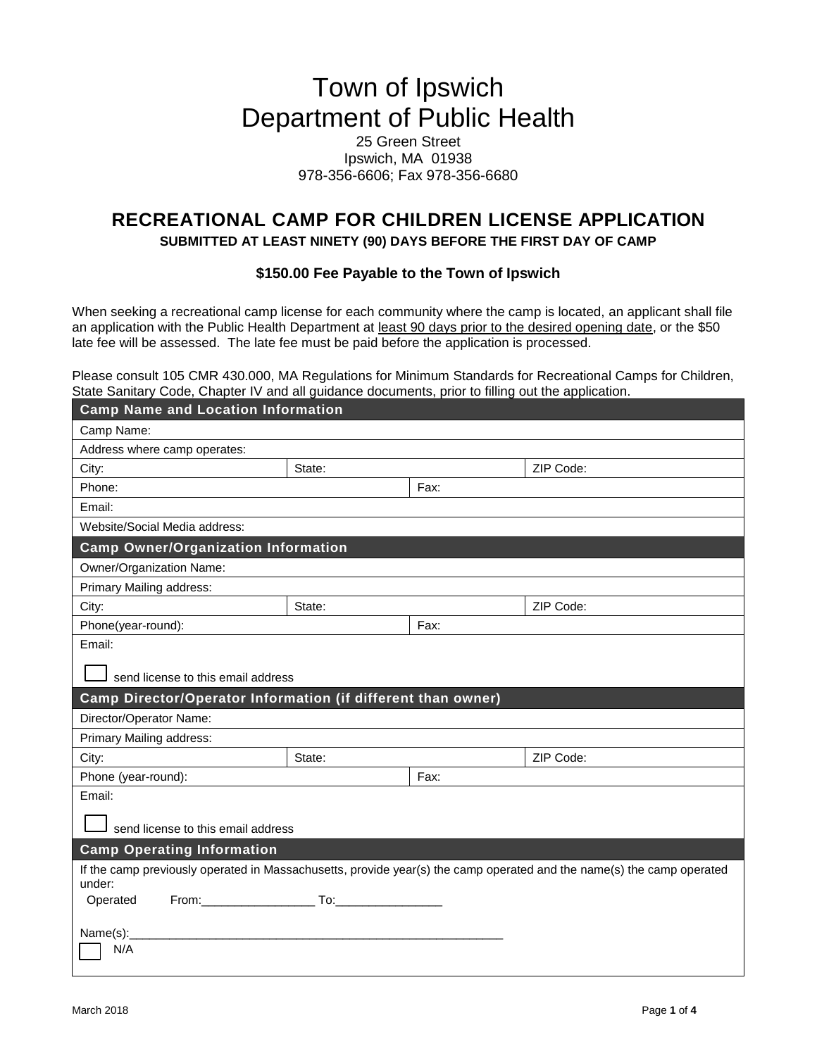# Town of Ipswich
# Department of Public Health

25 Green Street
Ipswich, MA 01938
978-356-6606; Fax 978-356-6680

## RECREATIONAL CAMP FOR CHILDREN LICENSE APPLICATION

**SUBMITTED AT LEAST NINETY (90) DAYS BEFORE THE FIRST DAY OF CAMP**

**$150.00 Fee Payable to the Town of Ipswich**

When seeking a recreational camp license for each community where the camp is located, an applicant shall file an application with the Public Health Department at least 90 days prior to the desired opening date, or the $50 late fee will be assessed. The late fee must be paid before the application is processed.

Please consult 105 CMR 430.000, MA Regulations for Minimum Standards for Recreational Camps for Children, State Sanitary Code, Chapter IV and all guidance documents, prior to filling out the application.

| **Camp Name and Location Information** | | |
|---|---|---|
| Camp Name: | | |
| Address where camp operates: | | |
| City: | State: | ZIP Code: |
| Phone: | Fax: | |
| Email: | | |
| Website/Social Media address: | | |
| **Camp Owner/Organization Information** | | |
| Owner/Organization Name: | | |
| Primary Mailing address: | | |
| City: | State: | ZIP Code: |
| Phone(year-round): | Fax: | |
| Email: ☐ send license to this email address | | |
| **Camp Director/Operator Information (if different than owner)** | | |
| Director/Operator Name: | | |
| Primary Mailing address: | | |
| City: | State: | ZIP Code: |
| Phone (year-round): | Fax: | |
| Email: ☐ send license to this email address | | |
| **Camp Operating Information** | | |
| If the camp previously operated in Massachusetts, provide year(s) the camp operated and the name(s) the camp operated under: Operated From:_________________ To:________________ Name(s):_________________________________________________________ ☐ N/A | | |

March 2018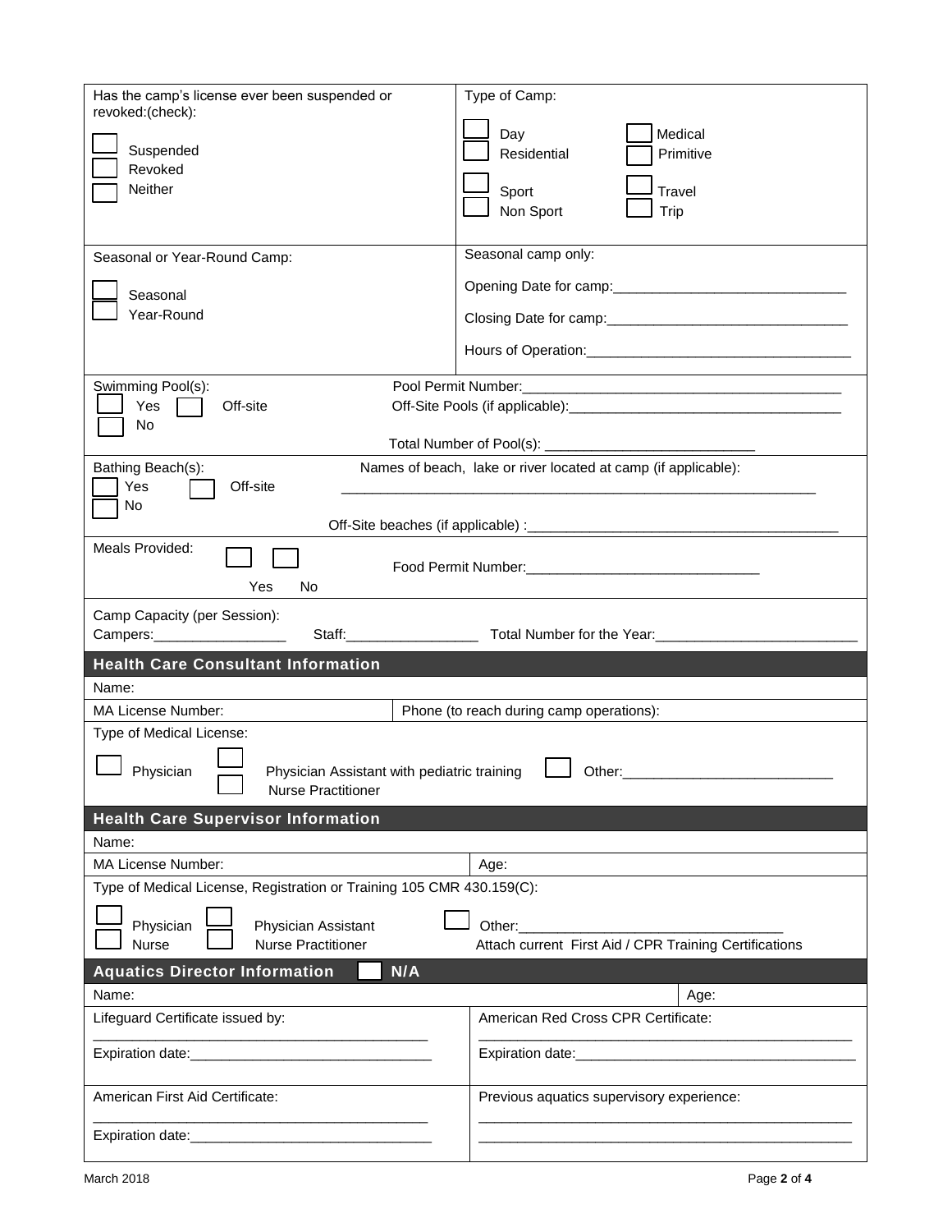Has the camp's license ever been suspended or revoked:(check):

☐ Suspended
☐ Revoked
☐ Neither

Type of Camp:

☐ Day ☐ Medical
☐ Residential ☐ Primitive
☐ Sport ☐ Travel
☐ Non Sport ☐ Trip

Seasonal or Year-Round Camp:

☐ Seasonal
☐ Year-Round

Seasonal camp only:

Opening Date for camp:______________________________

Closing Date for camp:_______________________________

Hours of Operation:_________________________________

Swimming Pool(s):
☐ Yes ☐ Off-site
☐ No

Pool Permit Number:________________________________________

Off-Site Pools (if applicable):___________________________________

Total Number of Pool(s): ___________________________

Bathing Beach(s):
☐ Yes ☐ Off-site
☐ No

Names of beach, lake or river located at camp (if applicable):

_______________________________________________________________

Off-Site beaches (if applicable) :________________________________________

Meals Provided: ☐ Yes ☐ No

Food Permit Number:______________________________

Camp Capacity (per Session):
Campers:_________________ Staff:_________________ Total Number for the Year:__________________________

## Health Care Consultant Information

Name:

MA License Number: | Phone (to reach during camp operations):

Type of Medical License:

☐ Physician ☐ Physician Assistant with pediatric training ☐ Nurse Practitioner ☐ Other:___________________________

## Health Care Supervisor Information

Name:

MA License Number: | Age:

Type of Medical License, Registration or Training 105 CMR 430.159(C):

☐ Physician ☐ Physician Assistant ☐ Nurse ☐ Nurse Practitioner ☐ Other:__________________________________

Attach current First Aid / CPR Training Certifications

## Aquatics Director Information ☐ N/A

Name: | Age:

Lifeguard Certificate issued by:
___________________________________________
Expiration date:_______________________________

American Red Cross CPR Certificate:
_________________________________________________
Expiration date:____________________________________

American First Aid Certificate:
___________________________________________
Expiration date:_______________________________

Previous aquatics supervisory experience:
_________________________________________________
_________________________________________________

March 2018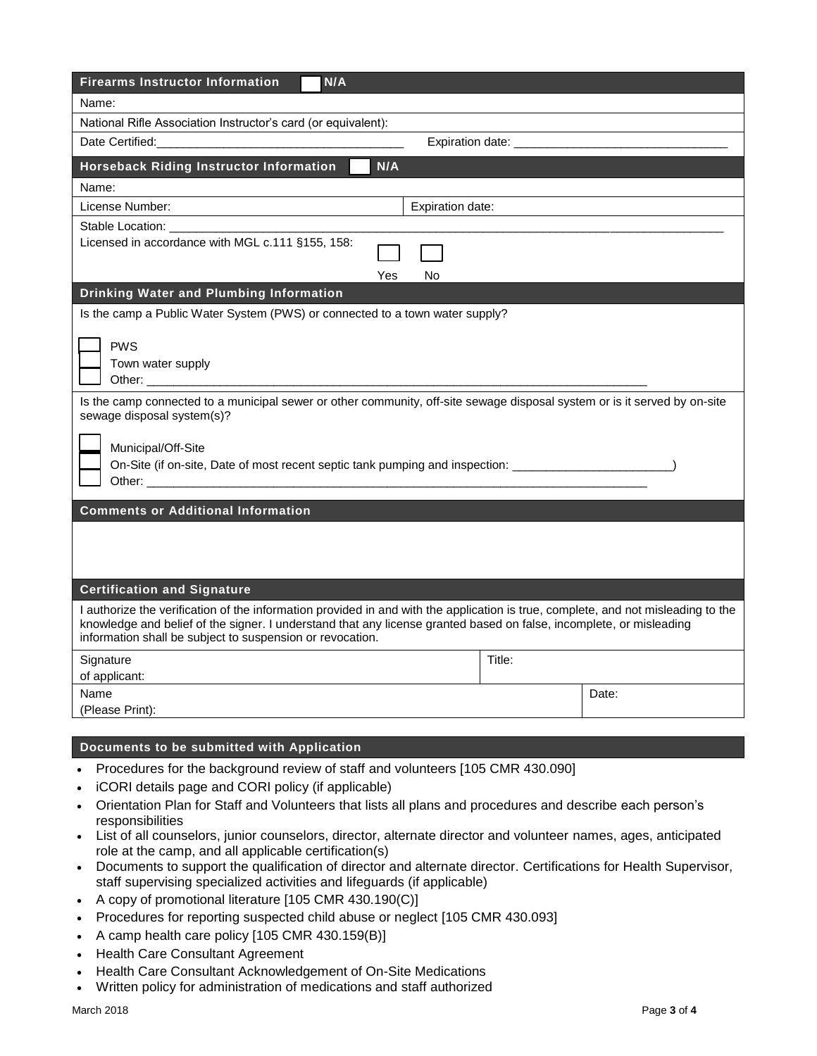## Firearms Instructor Information ☐ N/A

Name:

National Rifle Association Instructor's card (or equivalent):

Date Certified:_____________________________________ Expiration date: _______________________________

## Horseback Riding Instructor Information ☐ N/A

Name:

| License Number: | Expiration date: |
|---|---|

Stable Location: ___________________________________________________________________________________

Licensed in accordance with MGL c.111 §155, 158: ☐ Yes ☐ No

## Drinking Water and Plumbing Information

Is the camp a Public Water System (PWS) or connected to a town water supply?

- ☐ PWS
- ☐ Town water supply
- ☐ Other: ______________________________________________________________________________

Is the camp connected to a municipal sewer or other community, off-site sewage disposal system or is it served by on-site sewage disposal system(s)?

- ☐ Municipal/Off-Site
- ☐ On-Site (if on-site, Date of most recent septic tank pumping and inspection: ________________________)
- ☐ Other: ______________________________________________________________________________

## Comments or Additional Information

## Certification and Signature

I authorize the verification of the information provided in and with the application is true, complete, and not misleading to the knowledge and belief of the signer. I understand that any license granted based on false, incomplete, or misleading information shall be subject to suspension or revocation.

| Signature of applicant: | Title: |
|---|---|
| Name (Please Print): | Date: |

## Documents to be submitted with Application

- Procedures for the background review of staff and volunteers [105 CMR 430.090]
- iCORI details page and CORI policy (if applicable)
- Orientation Plan for Staff and Volunteers that lists all plans and procedures and describe each person's responsibilities
- List of all counselors, junior counselors, director, alternate director and volunteer names, ages, anticipated role at the camp, and all applicable certification(s)
- Documents to support the qualification of director and alternate director. Certifications for Health Supervisor, staff supervising specialized activities and lifeguards (if applicable)
- A copy of promotional literature [105 CMR 430.190(C)]
- Procedures for reporting suspected child abuse or neglect [105 CMR 430.093]
- A camp health care policy [105 CMR 430.159(B)]
- Health Care Consultant Agreement
- Health Care Consultant Acknowledgement of On-Site Medications
- Written policy for administration of medications and staff authorized

March 2018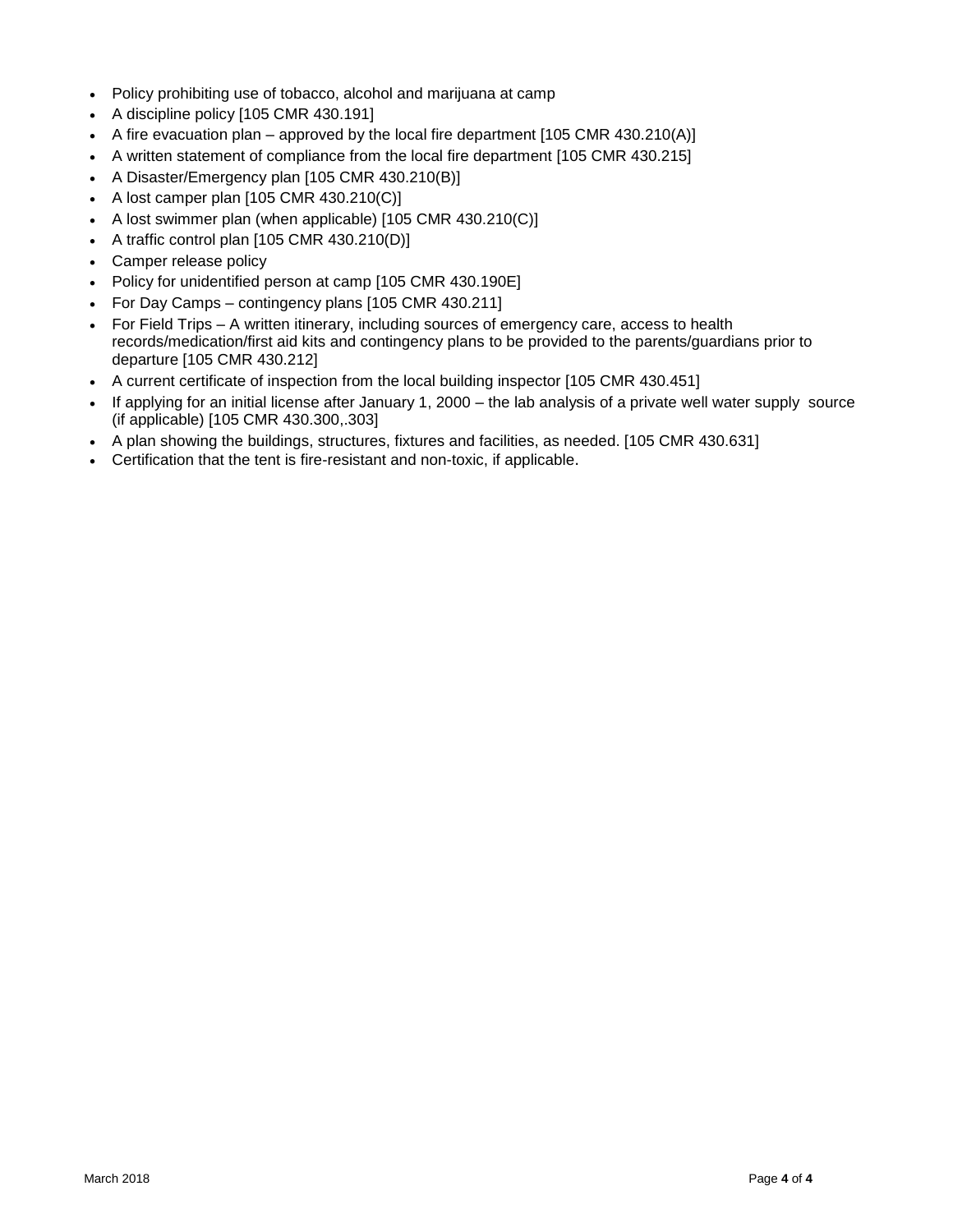- Policy prohibiting use of tobacco, alcohol and marijuana at camp
- A discipline policy [105 CMR 430.191]
- A fire evacuation plan – approved by the local fire department [105 CMR 430.210(A)]
- A written statement of compliance from the local fire department [105 CMR 430.215]
- A Disaster/Emergency plan [105 CMR 430.210(B)]
- A lost camper plan [105 CMR 430.210(C)]
- A lost swimmer plan (when applicable) [105 CMR 430.210(C)]
- A traffic control plan [105 CMR 430.210(D)]
- Camper release policy
- Policy for unidentified person at camp [105 CMR 430.190E]
- For Day Camps – contingency plans [105 CMR 430.211]
- For Field Trips – A written itinerary, including sources of emergency care, access to health records/medication/first aid kits and contingency plans to be provided to the parents/guardians prior to departure [105 CMR 430.212]
- A current certificate of inspection from the local building inspector [105 CMR 430.451]
- If applying for an initial license after January 1, 2000 – the lab analysis of a private well water supply source (if applicable) [105 CMR 430.300,.303]
- A plan showing the buildings, structures, fixtures and facilities, as needed. [105 CMR 430.631]
- Certification that the tent is fire-resistant and non-toxic, if applicable.